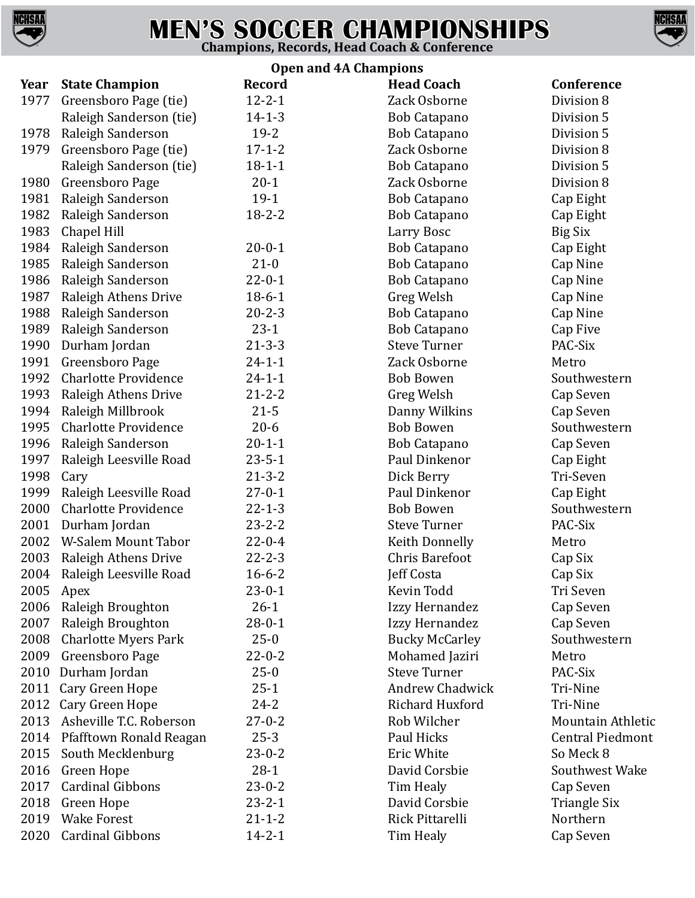# MEN'S SOCCER CHAMPIONSHIPS

## Champions, Records, Head Coach & Conference

### Open and 4A Champions

| Year | State Champion | Record | Head Coach | Conference |
|---|---|---|---|---|
| 1977 | Greensboro Page (tie) | 12-2-1 | Zack Osborne | Division 8 |
| | Raleigh Sanderson (tie) | 14-1-3 | Bob Catapano | Division 5 |
| 1978 | Raleigh Sanderson | 19-2 | Bob Catapano | Division 5 |
| 1979 | Greensboro Page (tie) | 17-1-2 | Zack Osborne | Division 8 |
| | Raleigh Sanderson (tie) | 18-1-1 | Bob Catapano | Division 5 |
| 1980 | Greensboro Page | 20-1 | Zack Osborne | Division 8 |
| 1981 | Raleigh Sanderson | 19-1 | Bob Catapano | Cap Eight |
| 1982 | Raleigh Sanderson | 18-2-2 | Bob Catapano | Cap Eight |
| 1983 | Chapel Hill | | Larry Bosc | Big Six |
| 1984 | Raleigh Sanderson | 20-0-1 | Bob Catapano | Cap Eight |
| 1985 | Raleigh Sanderson | 21-0 | Bob Catapano | Cap Nine |
| 1986 | Raleigh Sanderson | 22-0-1 | Bob Catapano | Cap Nine |
| 1987 | Raleigh Athens Drive | 18-6-1 | Greg Welsh | Cap Nine |
| 1988 | Raleigh Sanderson | 20-2-3 | Bob Catapano | Cap Nine |
| 1989 | Raleigh Sanderson | 23-1 | Bob Catapano | Cap Five |
| 1990 | Durham Jordan | 21-3-3 | Steve Turner | PAC-Six |
| 1991 | Greensboro Page | 24-1-1 | Zack Osborne | Metro |
| 1992 | Charlotte Providence | 24-1-1 | Bob Bowen | Southwestern |
| 1993 | Raleigh Athens Drive | 21-2-2 | Greg Welsh | Cap Seven |
| 1994 | Raleigh Millbrook | 21-5 | Danny Wilkins | Cap Seven |
| 1995 | Charlotte Providence | 20-6 | Bob Bowen | Southwestern |
| 1996 | Raleigh Sanderson | 20-1-1 | Bob Catapano | Cap Seven |
| 1997 | Raleigh Leesville Road | 23-5-1 | Paul Dinkenor | Cap Eight |
| 1998 | Cary | 21-3-2 | Dick Berry | Tri-Seven |
| 1999 | Raleigh Leesville Road | 27-0-1 | Paul Dinkenor | Cap Eight |
| 2000 | Charlotte Providence | 22-1-3 | Bob Bowen | Southwestern |
| 2001 | Durham Jordan | 23-2-2 | Steve Turner | PAC-Six |
| 2002 | W-Salem Mount Tabor | 22-0-4 | Keith Donnelly | Metro |
| 2003 | Raleigh Athens Drive | 22-2-3 | Chris Barefoot | Cap Six |
| 2004 | Raleigh Leesville Road | 16-6-2 | Jeff Costa | Cap Six |
| 2005 | Apex | 23-0-1 | Kevin Todd | Tri Seven |
| 2006 | Raleigh Broughton | 26-1 | Izzy Hernandez | Cap Seven |
| 2007 | Raleigh Broughton | 28-0-1 | Izzy Hernandez | Cap Seven |
| 2008 | Charlotte Myers Park | 25-0 | Bucky McCarley | Southwestern |
| 2009 | Greensboro Page | 22-0-2 | Mohamed Jaziri | Metro |
| 2010 | Durham Jordan | 25-0 | Steve Turner | PAC-Six |
| 2011 | Cary Green Hope | 25-1 | Andrew Chadwick | Tri-Nine |
| 2012 | Cary Green Hope | 24-2 | Richard Huxford | Tri-Nine |
| 2013 | Asheville T.C. Roberson | 27-0-2 | Rob Wilcher | Mountain Athletic |
| 2014 | Pfafftown Ronald Reagan | 25-3 | Paul Hicks | Central Piedmont |
| 2015 | South Mecklenburg | 23-0-2 | Eric White | So Meck 8 |
| 2016 | Green Hope | 28-1 | David Corsbie | Southwest Wake |
| 2017 | Cardinal Gibbons | 23-0-2 | Tim Healy | Cap Seven |
| 2018 | Green Hope | 23-2-1 | David Corsbie | Triangle Six |
| 2019 | Wake Forest | 21-1-2 | Rick Pittarelli | Northern |
| 2020 | Cardinal Gibbons | 14-2-1 | Tim Healy | Cap Seven |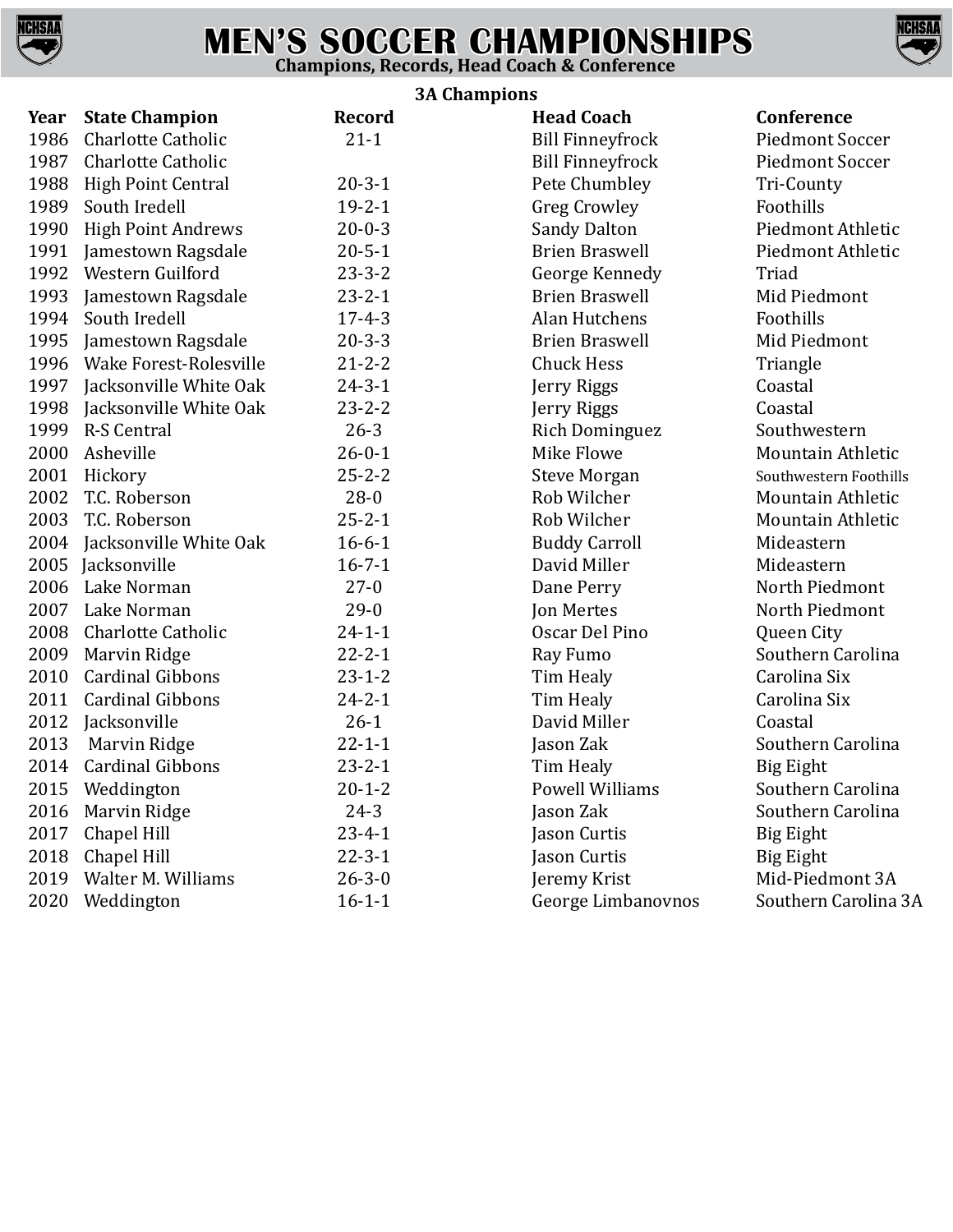# MEN'S SOCCER CHAMPIONSHIPS

**Champions, Records, Head Coach & Conference**

## 3A Champions

| Year | State Champion | Record | Head Coach | Conference |
|---|---|---|---|---|
| 1986 | Charlotte Catholic | 21-1 | Bill Finneyfrock | Piedmont Soccer |
| 1987 | Charlotte Catholic | | Bill Finneyfrock | Piedmont Soccer |
| 1988 | High Point Central | 20-3-1 | Pete Chumbley | Tri-County |
| 1989 | South Iredell | 19-2-1 | Greg Crowley | Foothills |
| 1990 | High Point Andrews | 20-0-3 | Sandy Dalton | Piedmont Athletic |
| 1991 | Jamestown Ragsdale | 20-5-1 | Brien Braswell | Piedmont Athletic |
| 1992 | Western Guilford | 23-3-2 | George Kennedy | Triad |
| 1993 | Jamestown Ragsdale | 23-2-1 | Brien Braswell | Mid Piedmont |
| 1994 | South Iredell | 17-4-3 | Alan Hutchens | Foothills |
| 1995 | Jamestown Ragsdale | 20-3-3 | Brien Braswell | Mid Piedmont |
| 1996 | Wake Forest-Rolesville | 21-2-2 | Chuck Hess | Triangle |
| 1997 | Jacksonville White Oak | 24-3-1 | Jerry Riggs | Coastal |
| 1998 | Jacksonville White Oak | 23-2-2 | Jerry Riggs | Coastal |
| 1999 | R-S Central | 26-3 | Rich Dominguez | Southwestern |
| 2000 | Asheville | 26-0-1 | Mike Flowe | Mountain Athletic |
| 2001 | Hickory | 25-2-2 | Steve Morgan | Southwestern Foothills |
| 2002 | T.C. Roberson | 28-0 | Rob Wilcher | Mountain Athletic |
| 2003 | T.C. Roberson | 25-2-1 | Rob Wilcher | Mountain Athletic |
| 2004 | Jacksonville White Oak | 16-6-1 | Buddy Carroll | Mideastern |
| 2005 | Jacksonville | 16-7-1 | David Miller | Mideastern |
| 2006 | Lake Norman | 27-0 | Dane Perry | North Piedmont |
| 2007 | Lake Norman | 29-0 | Jon Mertes | North Piedmont |
| 2008 | Charlotte Catholic | 24-1-1 | Oscar Del Pino | Queen City |
| 2009 | Marvin Ridge | 22-2-1 | Ray Fumo | Southern Carolina |
| 2010 | Cardinal Gibbons | 23-1-2 | Tim Healy | Carolina Six |
| 2011 | Cardinal Gibbons | 24-2-1 | Tim Healy | Carolina Six |
| 2012 | Jacksonville | 26-1 | David Miller | Coastal |
| 2013 | Marvin Ridge | 22-1-1 | Jason Zak | Southern Carolina |
| 2014 | Cardinal Gibbons | 23-2-1 | Tim Healy | Big Eight |
| 2015 | Weddington | 20-1-2 | Powell Williams | Southern Carolina |
| 2016 | Marvin Ridge | 24-3 | Jason Zak | Southern Carolina |
| 2017 | Chapel Hill | 23-4-1 | Jason Curtis | Big Eight |
| 2018 | Chapel Hill | 22-3-1 | Jason Curtis | Big Eight |
| 2019 | Walter M. Williams | 26-3-0 | Jeremy Krist | Mid-Piedmont 3A |
| 2020 | Weddington | 16-1-1 | George Limbanovnos | Southern Carolina 3A |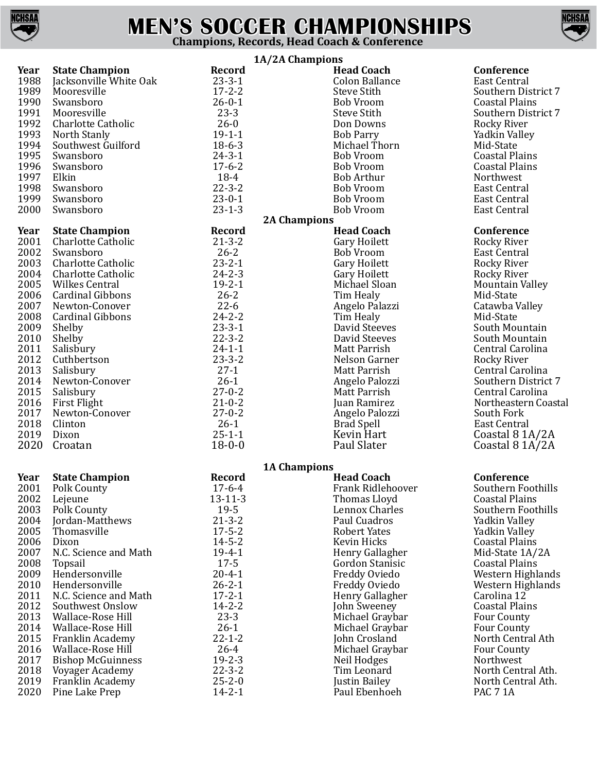# MEN'S SOCCER CHAMPIONSHIPS

## Champions, Records, Head Coach & Conference

### 1A/2A Champions

| Year | State Champion | Record | Head Coach | Conference |
|---|---|---|---|---|
| 1988 | Jacksonville White Oak | 23-3-1 | Colon Ballance | East Central |
| 1989 | Mooresville | 17-2-2 | Steve Stith | Southern District 7 |
| 1990 | Swansboro | 26-0-1 | Bob Vroom | Coastal Plains |
| 1991 | Mooresville | 23-3 | Steve Stith | Southern District 7 |
| 1992 | Charlotte Catholic | 26-0 | Don Downs | Rocky River |
| 1993 | North Stanly | 19-1-1 | Bob Parry | Yadkin Valley |
| 1994 | Southwest Guilford | 18-6-3 | Michael Thorn | Mid-State |
| 1995 | Swansboro | 24-3-1 | Bob Vroom | Coastal Plains |
| 1996 | Swansboro | 17-6-2 | Bob Vroom | Coastal Plains |
| 1997 | Elkin | 18-4 | Bob Arthur | Northwest |
| 1998 | Swansboro | 22-3-2 | Bob Vroom | East Central |
| 1999 | Swansboro | 23-0-1 | Bob Vroom | East Central |
| 2000 | Swansboro | 23-1-3 | Bob Vroom | East Central |

### 2A Champions

| Year | State Champion | Record | Head Coach | Conference |
|---|---|---|---|---|
| 2001 | Charlotte Catholic | 21-3-2 | Gary Hoilett | Rocky River |
| 2002 | Swansboro | 26-2 | Bob Vroom | East Central |
| 2003 | Charlotte Catholic | 23-2-1 | Gary Hoilett | Rocky River |
| 2004 | Charlotte Catholic | 24-2-3 | Gary Hoilett | Rocky River |
| 2005 | Wilkes Central | 19-2-1 | Michael Sloan | Mountain Valley |
| 2006 | Cardinal Gibbons | 26-2 | Tim Healy | Mid-State |
| 2007 | Newton-Conover | 22-6 | Angelo Palazzi | Catawba Valley |
| 2008 | Cardinal Gibbons | 24-2-2 | Tim Healy | Mid-State |
| 2009 | Shelby | 23-3-1 | David Steeves | South Mountain |
| 2010 | Shelby | 22-3-2 | David Steeves | South Mountain |
| 2011 | Salisbury | 24-1-1 | Matt Parrish | Central Carolina |
| 2012 | Cuthbertson | 23-3-2 | Nelson Garner | Rocky River |
| 2013 | Salisbury | 27-1 | Matt Parrish | Central Carolina |
| 2014 | Newton-Conover | 26-1 | Angelo Palozzi | Southern District 7 |
| 2015 | Salisbury | 27-0-2 | Matt Parrish | Central Carolina |
| 2016 | First Flight | 21-0-2 | Juan Ramirez | Northeastern Coastal |
| 2017 | Newton-Conover | 27-0-2 | Angelo Palozzi | South Fork |
| 2018 | Clinton | 26-1 | Brad Spell | East Central |
| 2019 | Dixon | 25-1-1 | Kevin Hart | Coastal 8 1A/2A |
| 2020 | Croatan | 18-0-0 | Paul Slater | Coastal 8 1A/2A |

### 1A Champions

| Year | State Champion | Record | Head Coach | Conference |
|---|---|---|---|---|
| 2001 | Polk County | 17-6-4 | Frank Ridlehoover | Southern Foothills |
| 2002 | Lejeune | 13-11-3 | Thomas Lloyd | Coastal Plains |
| 2003 | Polk County | 19-5 | Lennox Charles | Southern Foothills |
| 2004 | Jordan-Matthews | 21-3-2 | Paul Cuadros | Yadkin Valley |
| 2005 | Thomasville | 17-5-2 | Robert Yates | Yadkin Valley |
| 2006 | Dixon | 14-5-2 | Kevin Hicks | Coastal Plains |
| 2007 | N.C. Science and Math | 19-4-1 | Henry Gallagher | Mid-State 1A/2A |
| 2008 | Topsail | 17-5 | Gordon Stanisic | Coastal Plains |
| 2009 | Hendersonville | 20-4-1 | Freddy Oviedo | Western Highlands |
| 2010 | Hendersonville | 26-2-1 | Freddy Oviedo | Western Highlands |
| 2011 | N.C. Science and Math | 17-2-1 | Henry Gallagher | Carolina 12 |
| 2012 | Southwest Onslow | 14-2-2 | John Sweeney | Coastal Plains |
| 2013 | Wallace-Rose Hill | 23-3 | Michael Graybar | Four County |
| 2014 | Wallace-Rose Hill | 26-1 | Michael Graybar | Four County |
| 2015 | Franklin Academy | 22-1-2 | John Crosland | North Central Ath |
| 2016 | Wallace-Rose Hill | 26-4 | Michael Graybar | Four County |
| 2017 | Bishop McGuinness | 19-2-3 | Neil Hodges | Northwest |
| 2018 | Voyager Academy | 22-3-2 | Tim Leonard | North Central Ath. |
| 2019 | Franklin Academy | 25-2-0 | Justin Bailey | North Central Ath. |
| 2020 | Pine Lake Prep | 14-2-1 | Paul Ebenhoeh | PAC 7 1A |